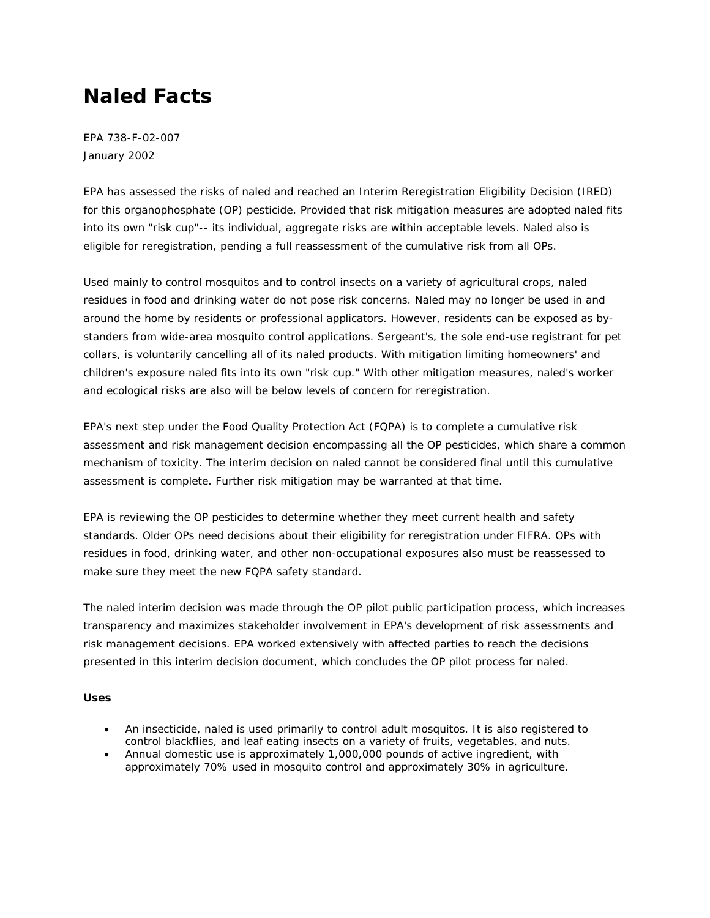# Naled Facts

EPA 738-F-02-007
January 2002

EPA has assessed the risks of naled and reached an Interim Reregistration Eligibility Decision (IRED) for this organophosphate (OP) pesticide. Provided that risk mitigation measures are adopted naled fits into its own "risk cup"-- its individual, aggregate risks are within acceptable levels. Naled also is eligible for reregistration, pending a full reassessment of the cumulative risk from all OPs.

Used mainly to control mosquitos and to control insects on a variety of agricultural crops, naled residues in food and drinking water do not pose risk concerns. Naled may no longer be used in and around the home by residents or professional applicators. However, residents can be exposed as by-standers from wide-area mosquito control applications. Sergeant's, the sole end-use registrant for pet collars, is voluntarily cancelling all of its naled products. With mitigation limiting homeowners' and children's exposure naled fits into its own "risk cup." With other mitigation measures, naled's worker and ecological risks are also will be below levels of concern for reregistration.

EPA's next step under the Food Quality Protection Act (FQPA) is to complete a cumulative risk assessment and risk management decision encompassing all the OP pesticides, which share a common mechanism of toxicity. The interim decision on naled cannot be considered final until this cumulative assessment is complete. Further risk mitigation may be warranted at that time.

EPA is reviewing the OP pesticides to determine whether they meet current health and safety standards. Older OPs need decisions about their eligibility for reregistration under FIFRA. OPs with residues in food, drinking water, and other non-occupational exposures also must be reassessed to make sure they meet the new FQPA safety standard.

The naled interim decision was made through the OP pilot public participation process, which increases transparency and maximizes stakeholder involvement in EPA's development of risk assessments and risk management decisions. EPA worked extensively with affected parties to reach the decisions presented in this interim decision document, which concludes the OP pilot process for naled.

**Uses**

- An insecticide, naled is used primarily to control adult mosquitos. It is also registered to control blackflies, and leaf eating insects on a variety of fruits, vegetables, and nuts.
- Annual domestic use is approximately 1,000,000 pounds of active ingredient, with approximately 70% used in mosquito control and approximately 30% in agriculture.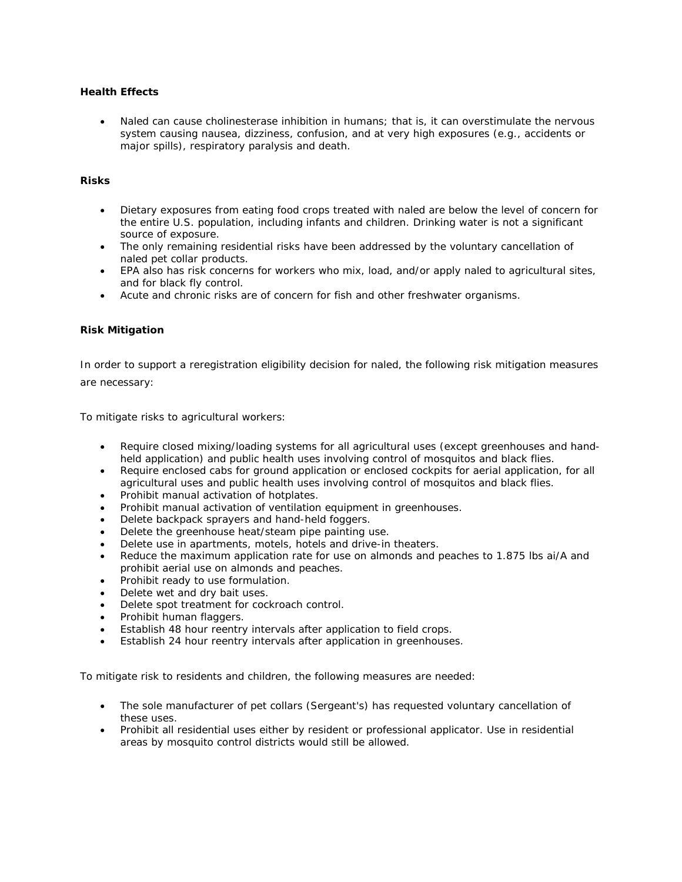**Health Effects**

- Naled can cause cholinesterase inhibition in humans; that is, it can overstimulate the nervous system causing nausea, dizziness, confusion, and at very high exposures (e.g., accidents or major spills), respiratory paralysis and death.

**Risks**

- Dietary exposures from eating food crops treated with naled are below the level of concern for the entire U.S. population, including infants and children. Drinking water is not a significant source of exposure.
- The only remaining residential risks have been addressed by the voluntary cancellation of naled pet collar products.
- EPA also has risk concerns for workers who mix, load, and/or apply naled to agricultural sites, and for black fly control.
- Acute and chronic risks are of concern for fish and other freshwater organisms.

**Risk Mitigation**

In order to support a reregistration eligibility decision for naled, the following risk mitigation measures are necessary:

To mitigate risks to agricultural workers:

- Require closed mixing/loading systems for all agricultural uses (except greenhouses and hand-held application) and public health uses involving control of mosquitos and black flies.
- Require enclosed cabs for ground application or enclosed cockpits for aerial application, for all agricultural uses and public health uses involving control of mosquitos and black flies.
- Prohibit manual activation of hotplates.
- Prohibit manual activation of ventilation equipment in greenhouses.
- Delete backpack sprayers and hand-held foggers.
- Delete the greenhouse heat/steam pipe painting use.
- Delete use in apartments, motels, hotels and drive-in theaters.
- Reduce the maximum application rate for use on almonds and peaches to 1.875 lbs ai/A and prohibit aerial use on almonds and peaches.
- Prohibit ready to use formulation.
- Delete wet and dry bait uses.
- Delete spot treatment for cockroach control.
- Prohibit human flaggers.
- Establish 48 hour reentry intervals after application to field crops.
- Establish 24 hour reentry intervals after application in greenhouses.

To mitigate risk to residents and children, the following measures are needed:

- The sole manufacturer of pet collars (Sergeant's) has requested voluntary cancellation of these uses.
- Prohibit all residential uses either by resident or professional applicator. Use in residential areas by mosquito control districts would still be allowed.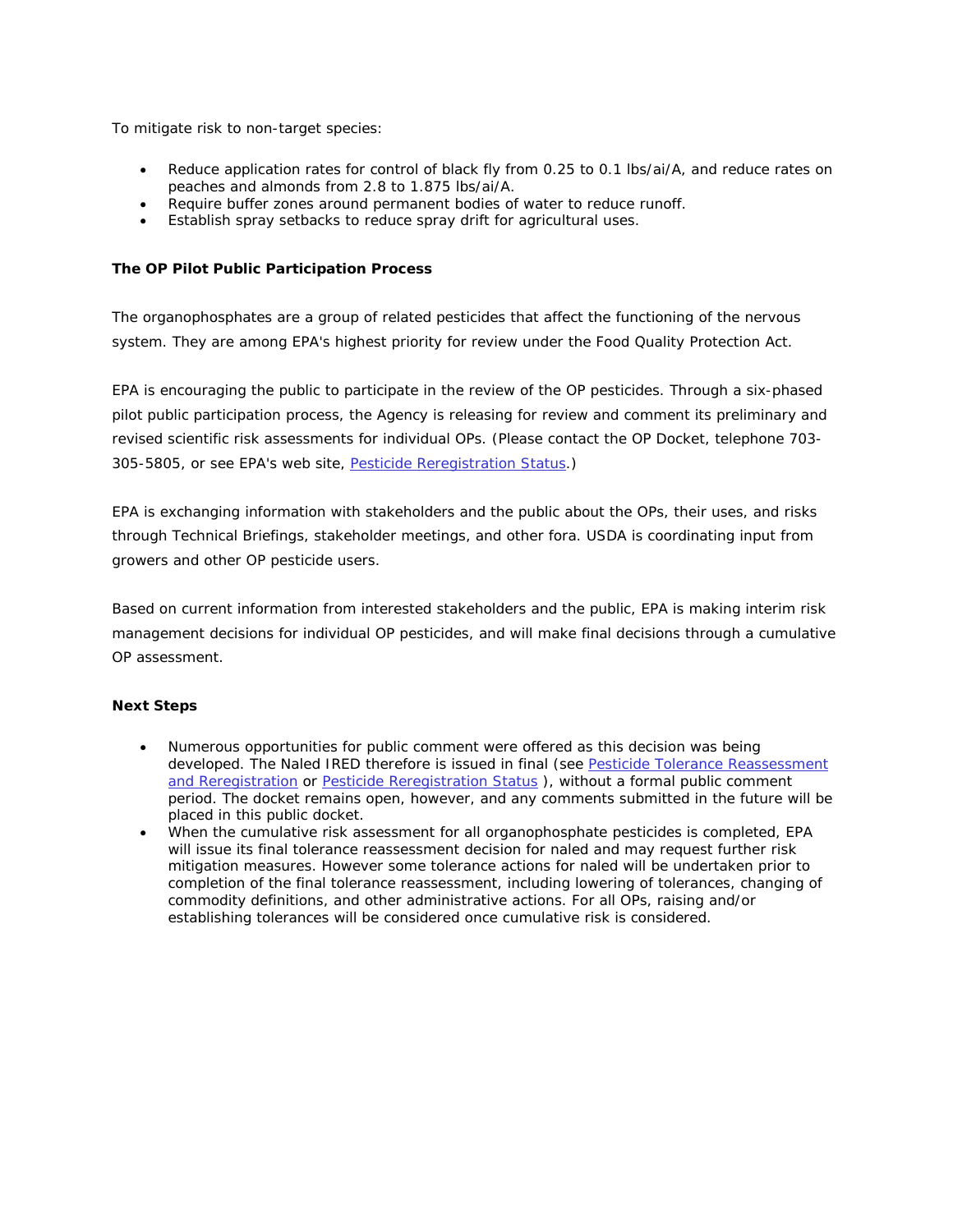To mitigate risk to non-target species:

- Reduce application rates for control of black fly from 0.25 to 0.1 lbs/ai/A, and reduce rates on peaches and almonds from 2.8 to 1.875 lbs/ai/A.
- Require buffer zones around permanent bodies of water to reduce runoff.
- Establish spray setbacks to reduce spray drift for agricultural uses.

**The OP Pilot Public Participation Process**

The organophosphates are a group of related pesticides that affect the functioning of the nervous system. They are among EPA's highest priority for review under the Food Quality Protection Act.

EPA is encouraging the public to participate in the review of the OP pesticides. Through a six-phased pilot public participation process, the Agency is releasing for review and comment its preliminary and revised scientific risk assessments for individual OPs. (Please contact the OP Docket, telephone 703-305-5805, or see EPA's web site, Pesticide Reregistration Status.)

EPA is exchanging information with stakeholders and the public about the OPs, their uses, and risks through Technical Briefings, stakeholder meetings, and other fora. USDA is coordinating input from growers and other OP pesticide users.

Based on current information from interested stakeholders and the public, EPA is making interim risk management decisions for individual OP pesticides, and will make final decisions through a cumulative OP assessment.

**Next Steps**

- Numerous opportunities for public comment were offered as this decision was being developed. The Naled IRED therefore is issued in final (see Pesticide Tolerance Reassessment and Reregistration or Pesticide Reregistration Status ), without a formal public comment period. The docket remains open, however, and any comments submitted in the future will be placed in this public docket.
- When the cumulative risk assessment for all organophosphate pesticides is completed, EPA will issue its final tolerance reassessment decision for naled and may request further risk mitigation measures. However some tolerance actions for naled will be undertaken prior to completion of the final tolerance reassessment, including lowering of tolerances, changing of commodity definitions, and other administrative actions. For all OPs, raising and/or establishing tolerances will be considered once cumulative risk is considered.